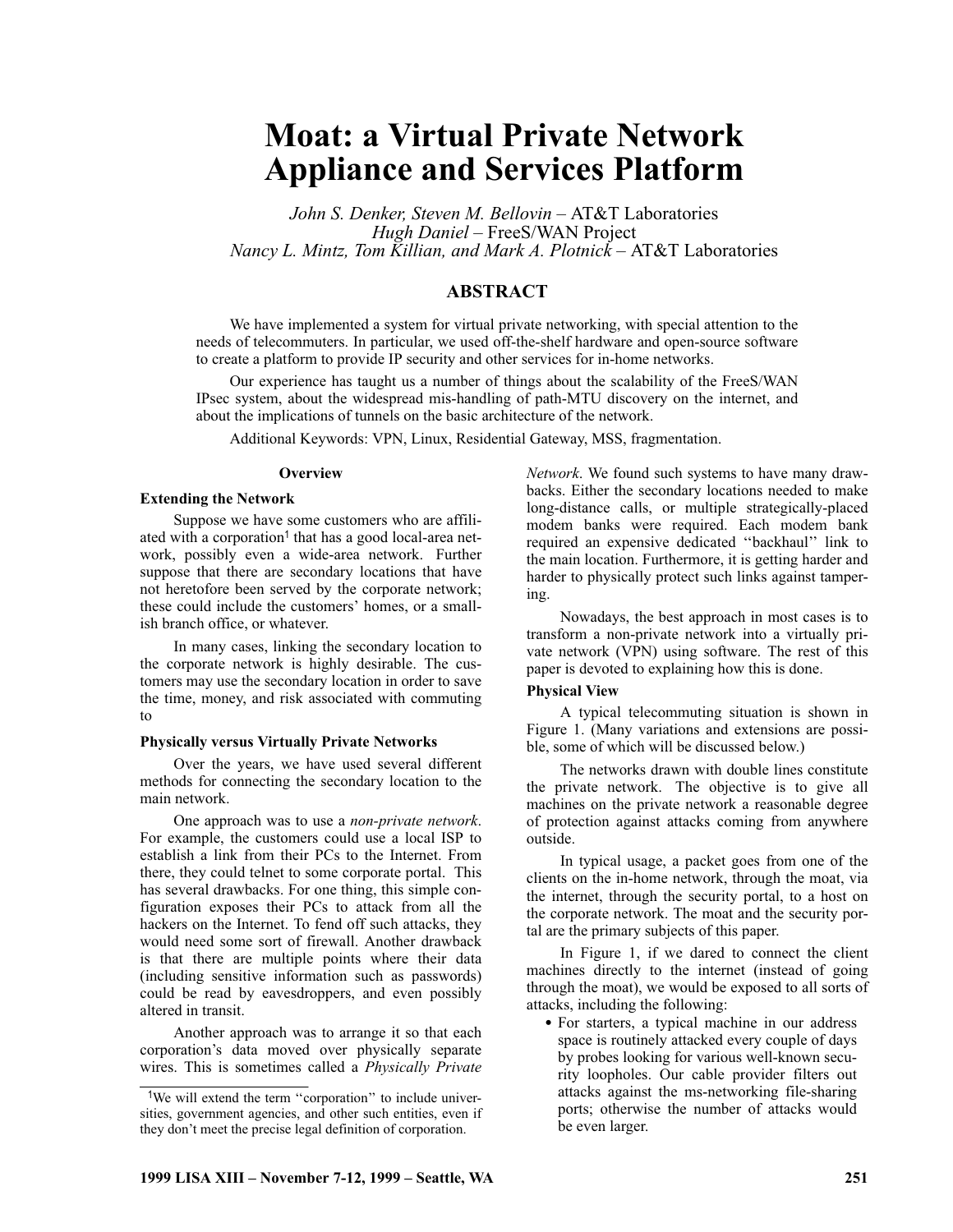# Moat: a Virtual Private Network Appliance and Services Platform

*John S. Denker, Steven M. Bellovin* – AT&T Laboratories
*Hugh Daniel* – FreeS/WAN Project
*Nancy L. Mintz, Tom Killian, and Mark A. Plotnick* – AT&T Laboratories

## ABSTRACT

We have implemented a system for virtual private networking, with special attention to the needs of telecommuters. In particular, we used off-the-shelf hardware and open-source software to create a platform to provide IP security and other services for in-home networks.

Our experience has taught us a number of things about the scalability of the FreeS/WAN IPsec system, about the widespread mis-handling of path-MTU discovery on the internet, and about the implications of tunnels on the basic architecture of the network.

Additional Keywords: VPN, Linux, Residential Gateway, MSS, fragmentation.

## Overview

### Extending the Network

Suppose we have some customers who are affiliated with a corporation[1] that has a good local-area network, possibly even a wide-area network. Further suppose that there are secondary locations that have not heretofore been served by the corporate network; these could include the customers' homes, or a smallish branch office, or whatever.

In many cases, linking the secondary location to the corporate network is highly desirable. The customers may use the secondary location in order to save the time, money, and risk associated with commuting to

### Physically versus Virtually Private Networks

Over the years, we have used several different methods for connecting the secondary location to the main network.

One approach was to use a *non-private network*. For example, the customers could use a local ISP to establish a link from their PCs to the Internet. From there, they could telnet to some corporate portal. This has several drawbacks. For one thing, this simple configuration exposes their PCs to attack from all the hackers on the Internet. To fend off such attacks, they would need some sort of firewall. Another drawback is that there are multiple points where their data (including sensitive information such as passwords) could be read by eavesdroppers, and even possibly altered in transit.

Another approach was to arrange it so that each corporation's data moved over physically separate wires. This is sometimes called a *Physically Private Network*. We found such systems to have many drawbacks. Either the secondary locations needed to make long-distance calls, or multiple strategically-placed modem banks were required. Each modem bank required an expensive dedicated ''backhaul'' link to the main location. Furthermore, it is getting harder and harder to physically protect such links against tampering.

Nowadays, the best approach in most cases is to transform a non-private network into a virtually private network (VPN) using software. The rest of this paper is devoted to explaining how this is done.

### Physical View

A typical telecommuting situation is shown in Figure 1. (Many variations and extensions are possible, some of which will be discussed below.)

The networks drawn with double lines constitute the private network. The objective is to give all machines on the private network a reasonable degree of protection against attacks coming from anywhere outside.

In typical usage, a packet goes from one of the clients on the in-home network, through the moat, via the internet, through the security portal, to a host on the corporate network. The moat and the security portal are the primary subjects of this paper.

In Figure 1, if we dared to connect the client machines directly to the internet (instead of going through the moat), we would be exposed to all sorts of attacks, including the following:

- For starters, a typical machine in our address space is routinely attacked every couple of days by probes looking for various well-known security loopholes. Our cable provider filters out attacks against the ms-networking file-sharing ports; otherwise the number of attacks would be even larger.

[1] We will extend the term ''corporation'' to include universities, government agencies, and other such entities, even if they don't meet the precise legal definition of corporation.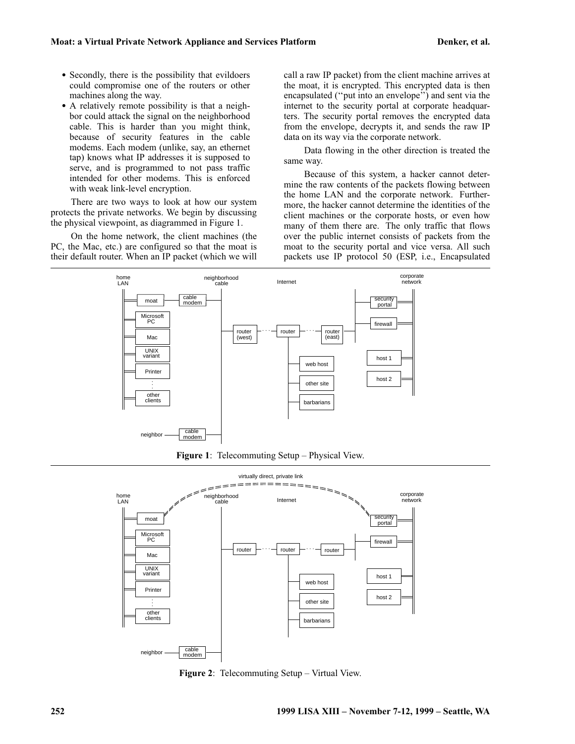- Secondly, there is the possibility that evildoers could compromise one of the routers or other machines along the way.
- A relatively remote possibility is that a neighbor could attack the signal on the neighborhood cable. This is harder than you might think, because of security features in the cable modems. Each modem (unlike, say, an ethernet tap) knows what IP addresses it is supposed to serve, and is programmed to not pass traffic intended for other modems. This is enforced with weak link-level encryption.

There are two ways to look at how our system protects the private networks. We begin by discussing the physical viewpoint, as diagrammed in Figure 1.

On the home network, the client machines (the PC, the Mac, etc.) are configured so that the moat is their default router. When an IP packet (which we will call a raw IP packet) from the client machine arrives at the moat, it is encrypted. This encrypted data is then encapsulated ("put into an envelope") and sent via the internet to the security portal at corporate headquarters. The security portal removes the encrypted data from the envelope, decrypts it, and sends the raw IP data on its way via the corporate network.

Data flowing in the other direction is treated the same way.

Because of this system, a hacker cannot determine the raw contents of the packets flowing between the home LAN and the corporate network. Furthermore, the hacker cannot determine the identities of the client machines or the corporate hosts, or even how many of them there are. The only traffic that flows over the public internet consists of packets from the moat to the security portal and vice versa. All such packets use IP protocol 50 (ESP, i.e., Encapsulated

home LAN
neighborhood cable
Internet
corporate network
moat
cable modem
Microsoft PC
Mac
UNIX variant
Printer
other clients
router (west)
router
router (east)
security portal
firewall
host 1
host 2
web host
other site
barbarians
neighbor
cable modem

**Figure 1**: Telecommuting Setup – Physical View.

virtually direct, private link
home LAN
neighborhood cable
Internet
corporate network
moat
Microsoft PC
Mac
UNIX variant
Printer
other clients
router
router
router
security portal
firewall
host 1
host 2
web host
other site
barbarians
neighbor
cable modem

**Figure 2**: Telecommuting Setup – Virtual View.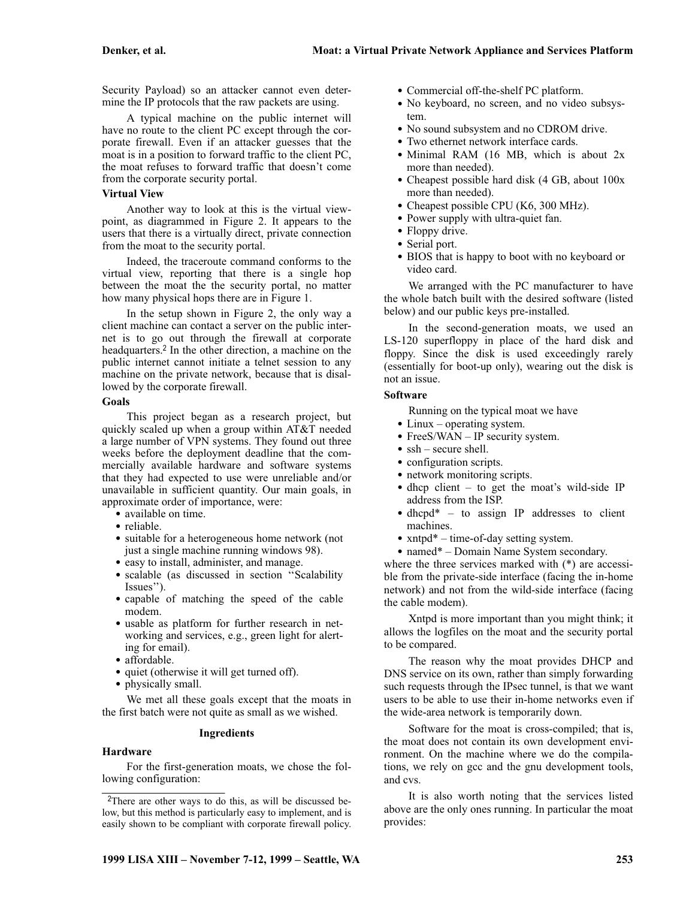Security Payload) so an attacker cannot even determine the IP protocols that the raw packets are using.

A typical machine on the public internet will have no route to the client PC except through the corporate firewall. Even if an attacker guesses that the moat is in a position to forward traffic to the client PC, the moat refuses to forward traffic that doesn't come from the corporate security portal.

### Virtual View

Another way to look at this is the virtual viewpoint, as diagrammed in Figure 2. It appears to the users that there is a virtually direct, private connection from the moat to the security portal.

Indeed, the traceroute command conforms to the virtual view, reporting that there is a single hop between the moat the the security portal, no matter how many physical hops there are in Figure 1.

In the setup shown in Figure 2, the only way a client machine can contact a server on the public internet is to go out through the firewall at corporate headquarters.[2] In the other direction, a machine on the public internet cannot initiate a telnet session to any machine on the private network, because that is disallowed by the corporate firewall.

### Goals

This project began as a research project, but quickly scaled up when a group within AT&T needed a large number of VPN systems. They found out three weeks before the deployment deadline that the commercially available hardware and software systems that they had expected to use were unreliable and/or unavailable in sufficient quantity. Our main goals, in approximate order of importance, were:

- available on time.
- reliable.
- suitable for a heterogeneous home network (not just a single machine running windows 98).
- easy to install, administer, and manage.
- scalable (as discussed in section ''Scalability Issues'').
- capable of matching the speed of the cable modem.
- usable as platform for further research in networking and services, e.g., green light for alerting for email).
- affordable.
- quiet (otherwise it will get turned off).
- physically small.

We met all these goals except that the moats in the first batch were not quite as small as we wished.

## Ingredients

### Hardware

For the first-generation moats, we chose the following configuration:

- Commercial off-the-shelf PC platform.
- No keyboard, no screen, and no video subsystem.
- No sound subsystem and no CDROM drive.
- Two ethernet network interface cards.
- Minimal RAM (16 MB, which is about 2x more than needed).
- Cheapest possible hard disk (4 GB, about 100x more than needed).
- Cheapest possible CPU (K6, 300 MHz).
- Power supply with ultra-quiet fan.
- Floppy drive.
- Serial port.
- BIOS that is happy to boot with no keyboard or video card.

We arranged with the PC manufacturer to have the whole batch built with the desired software (listed below) and our public keys pre-installed.

In the second-generation moats, we used an LS-120 superfloppy in place of the hard disk and floppy. Since the disk is used exceedingly rarely (essentially for boot-up only), wearing out the disk is not an issue.

### Software

Running on the typical moat we have

- Linux – operating system.
- FreeS/WAN – IP security system.
- ssh – secure shell.
- configuration scripts.
- network monitoring scripts.
- dhcp client – to get the moat's wild-side IP address from the ISP.
- dhcpd* – to assign IP addresses to client machines.
- xntpd* – time-of-day setting system.
- named* – Domain Name System secondary.

where the three services marked with (*) are accessible from the private-side interface (facing the in-home network) and not from the wild-side interface (facing the cable modem).

Xntpd is more important than you might think; it allows the logfiles on the moat and the security portal to be compared.

The reason why the moat provides DHCP and DNS service on its own, rather than simply forwarding such requests through the IPsec tunnel, is that we want users to be able to use their in-home networks even if the wide-area network is temporarily down.

Software for the moat is cross-compiled; that is, the moat does not contain its own development environment. On the machine where we do the compilations, we rely on gcc and the gnu development tools, and cvs.

It is also worth noting that the services listed above are the only ones running. In particular the moat provides:

[2] There are other ways to do this, as will be discussed below, but this method is particularly easy to implement, and is easily shown to be compliant with corporate firewall policy.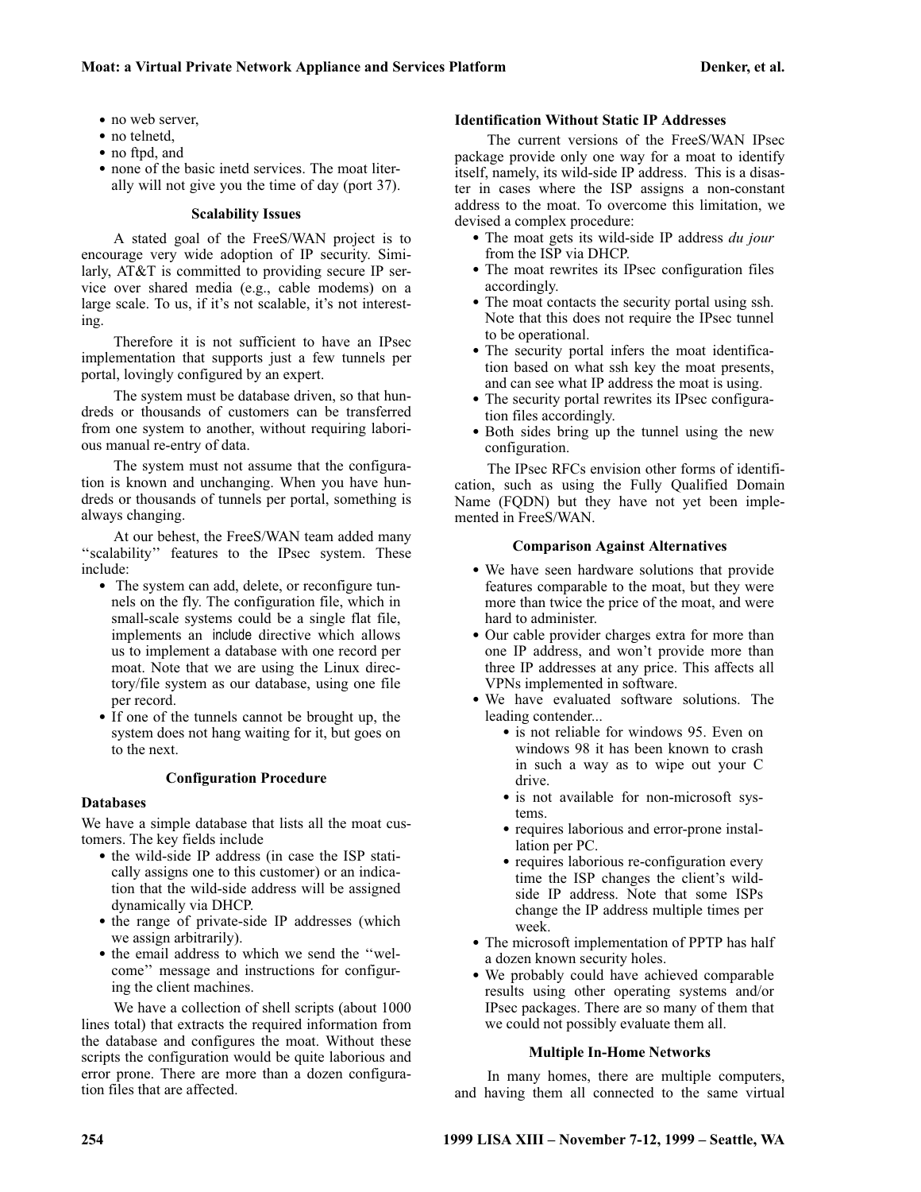- no web server,
- no telnetd,
- no ftpd, and
- none of the basic inetd services. The moat literally will not give you the time of day (port 37).

### Scalability Issues

A stated goal of the FreeS/WAN project is to encourage very wide adoption of IP security. Similarly, AT&T is committed to providing secure IP service over shared media (e.g., cable modems) on a large scale. To us, if it's not scalable, it's not interesting.

Therefore it is not sufficient to have an IPsec implementation that supports just a few tunnels per portal, lovingly configured by an expert.

The system must be database driven, so that hundreds or thousands of customers can be transferred from one system to another, without requiring laborious manual re-entry of data.

The system must not assume that the configuration is known and unchanging. When you have hundreds or thousands of tunnels per portal, something is always changing.

At our behest, the FreeS/WAN team added many ''scalability'' features to the IPsec system. These include:

- The system can add, delete, or reconfigure tunnels on the fly. The configuration file, which in small-scale systems could be a single flat file, implements an `include` directive which allows us to implement a database with one record per moat. Note that we are using the Linux directory/file system as our database, using one file per record.
- If one of the tunnels cannot be brought up, the system does not hang waiting for it, but goes on to the next.

### Configuration Procedure

#### Databases

We have a simple database that lists all the moat customers. The key fields include

- the wild-side IP address (in case the ISP statically assigns one to this customer) or an indication that the wild-side address will be assigned dynamically via DHCP.
- the range of private-side IP addresses (which we assign arbitrarily).
- the email address to which we send the ''welcome'' message and instructions for configuring the client machines.

We have a collection of shell scripts (about 1000 lines total) that extracts the required information from the database and configures the moat. Without these scripts the configuration would be quite laborious and error prone. There are more than a dozen configuration files that are affected.

#### Identification Without Static IP Addresses

The current versions of the FreeS/WAN IPsec package provide only one way for a moat to identify itself, namely, its wild-side IP address. This is a disaster in cases where the ISP assigns a non-constant address to the moat. To overcome this limitation, we devised a complex procedure:

- The moat gets its wild-side IP address *du jour* from the ISP via DHCP.
- The moat rewrites its IPsec configuration files accordingly.
- The moat contacts the security portal using ssh. Note that this does not require the IPsec tunnel to be operational.
- The security portal infers the moat identification based on what ssh key the moat presents, and can see what IP address the moat is using.
- The security portal rewrites its IPsec configuration files accordingly.
- Both sides bring up the tunnel using the new configuration.

The IPsec RFCs envision other forms of identification, such as using the Fully Qualified Domain Name (FQDN) but they have not yet been implemented in FreeS/WAN.

### Comparison Against Alternatives

- We have seen hardware solutions that provide features comparable to the moat, but they were more than twice the price of the moat, and were hard to administer.
- Our cable provider charges extra for more than one IP address, and won't provide more than three IP addresses at any price. This affects all VPNs implemented in software.
- We have evaluated software solutions. The leading contender...
  - is not reliable for windows 95. Even on windows 98 it has been known to crash in such a way as to wipe out your C drive.
  - is not available for non-microsoft systems.
  - requires laborious and error-prone installation per PC.
  - requires laborious re-configuration every time the ISP changes the client's wild-side IP address. Note that some ISPs change the IP address multiple times per week.
- The microsoft implementation of PPTP has half a dozen known security holes.
- We probably could have achieved comparable results using other operating systems and/or IPsec packages. There are so many of them that we could not possibly evaluate them all.

### Multiple In-Home Networks

In many homes, there are multiple computers, and having them all connected to the same virtual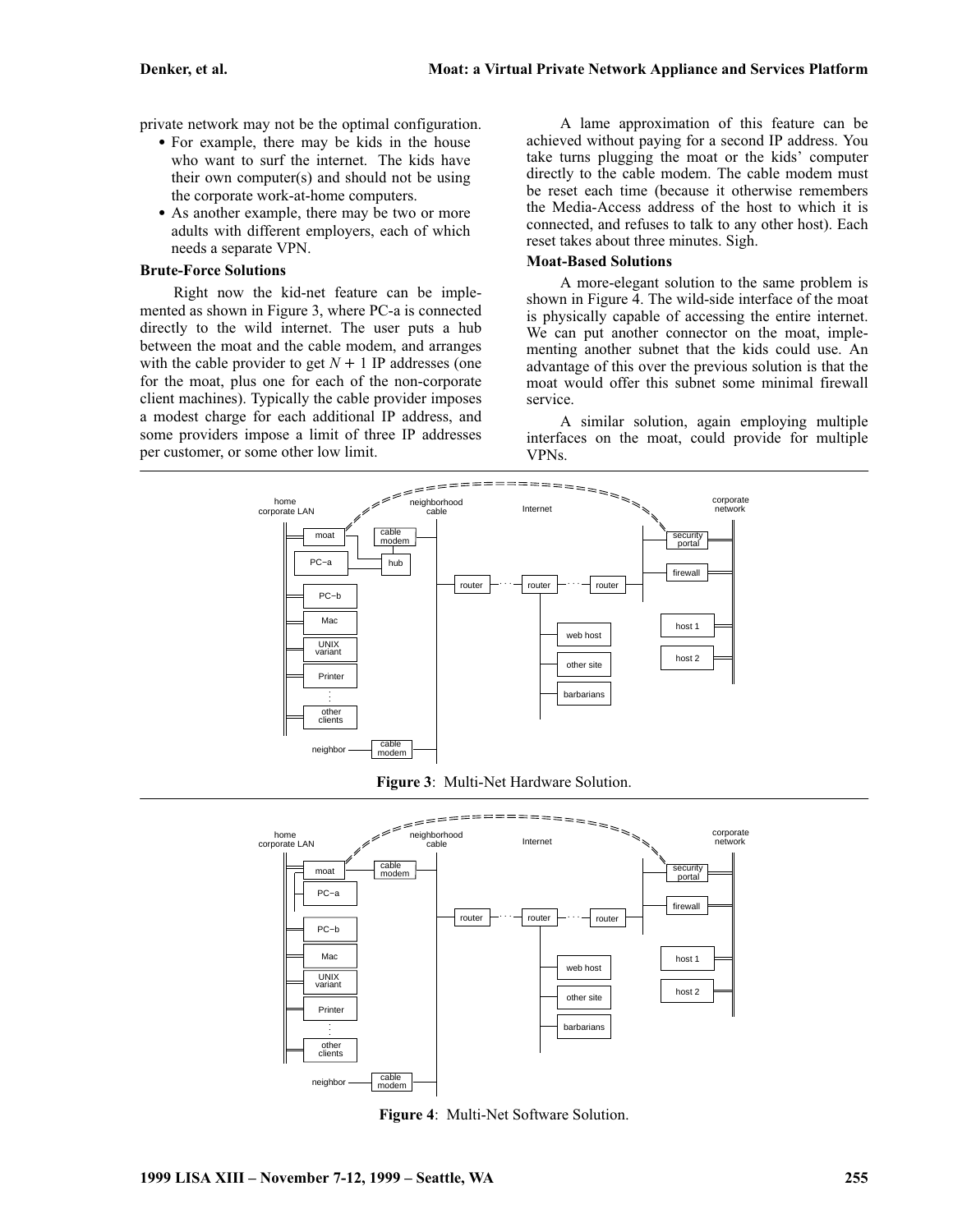private network may not be the optimal configuration.

- For example, there may be kids in the house who want to surf the internet. The kids have their own computer(s) and should not be using the corporate work-at-home computers.
- As another example, there may be two or more adults with different employers, each of which needs a separate VPN.

### Brute-Force Solutions

Right now the kid-net feature can be implemented as shown in Figure 3, where PC-a is connected directly to the wild internet. The user puts a hub between the moat and the cable modem, and arranges with the cable provider to get $N + 1$ IP addresses (one for the moat, plus one for each of the non-corporate client machines). Typically the cable provider imposes a modest charge for each additional IP address, and some providers impose a limit of three IP addresses per customer, or some other low limit.

A lame approximation of this feature can be achieved without paying for a second IP address. You take turns plugging the moat or the kids' computer directly to the cable modem. The cable modem must be reset each time (because it otherwise remembers the Media-Access address of the host to which it is connected, and refuses to talk to any other host). Each reset takes about three minutes. Sigh.

### Moat-Based Solutions

A more-elegant solution to the same problem is shown in Figure 4. The wild-side interface of the moat is physically capable of accessing the entire internet. We can put another connector on the moat, implementing another subnet that the kids could use. An advantage of this over the previous solution is that the moat would offer this subnet some minimal firewall service.

A similar solution, again employing multiple interfaces on the moat, could provide for multiple VPNs.

home corporate LAN
neighborhood cable
Internet
corporate network
moat
cable modem
PC−a
hub
PC−b
Mac
UNIX variant
Printer
other clients
neighbor
cable modem
router
router
router
web host
other site
barbarians
security portal
firewall
host 1
host 2

**Figure 3**: Multi-Net Hardware Solution.

home corporate LAN
neighborhood cable
Internet
corporate network
moat
cable modem
PC−a
PC−b
Mac
UNIX variant
Printer
other clients
neighbor
cable modem
router
router
router
web host
other site
barbarians
security portal
firewall
host 1
host 2

**Figure 4**: Multi-Net Software Solution.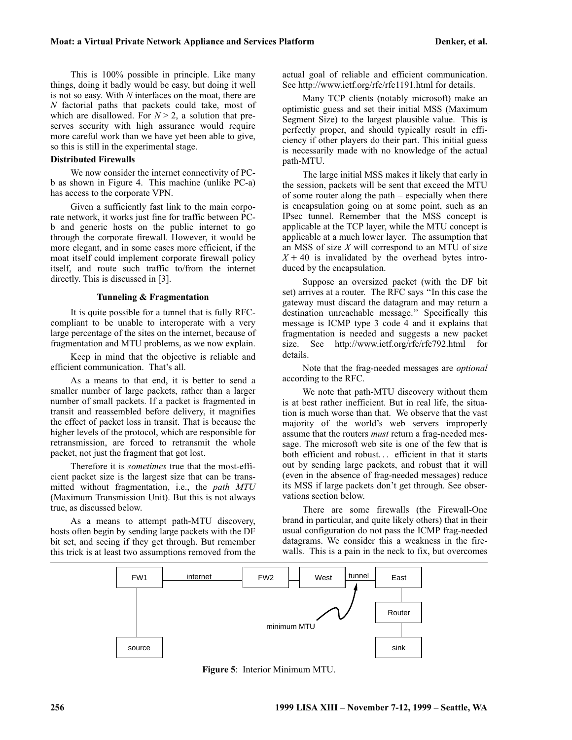This is 100% possible in principle. Like many things, doing it badly would be easy, but doing it well is not so easy. With $N$ interfaces on the moat, there are $N$ factorial paths that packets could take, most of which are disallowed. For $N > 2$, a solution that preserves security with high assurance would require more careful work than we have yet been able to give, so this is still in the experimental stage.

### Distributed Firewalls

We now consider the internet connectivity of PC-b as shown in Figure 4. This machine (unlike PC-a) has access to the corporate VPN.

Given a sufficiently fast link to the main corporate network, it works just fine for traffic between PC-b and generic hosts on the public internet to go through the corporate firewall. However, it would be more elegant, and in some cases more efficient, if the moat itself could implement corporate firewall policy itself, and route such traffic to/from the internet directly. This is discussed in [3].

## Tunneling & Fragmentation

It is quite possible for a tunnel that is fully RFC-compliant to be unable to interoperate with a very large percentage of the sites on the internet, because of fragmentation and MTU problems, as we now explain.

Keep in mind that the objective is reliable and efficient communication. That's all.

As a means to that end, it is better to send a smaller number of large packets, rather than a larger number of small packets. If a packet is fragmented in transit and reassembled before delivery, it magnifies the effect of packet loss in transit. That is because the higher levels of the protocol, which are responsible for retransmission, are forced to retransmit the whole packet, not just the fragment that got lost.

Therefore it is *sometimes* true that the most-efficient packet size is the largest size that can be transmitted without fragmentation, i.e., the *path MTU* (Maximum Transmission Unit). But this is not always true, as discussed below.

As a means to attempt path-MTU discovery, hosts often begin by sending large packets with the DF bit set, and seeing if they get through. But remember this trick is at least two assumptions removed from the actual goal of reliable and efficient communication. See http://www.ietf.org/rfc/rfc1191.html for details.

Many TCP clients (notably microsoft) make an optimistic guess and set their initial MSS (Maximum Segment Size) to the largest plausible value. This is perfectly proper, and should typically result in efficiency if other players do their part. This initial guess is necessarily made with no knowledge of the actual path-MTU.

The large initial MSS makes it likely that early in the session, packets will be sent that exceed the MTU of some router along the path – especially when there is encapsulation going on at some point, such as an IPsec tunnel. Remember that the MSS concept is applicable at the TCP layer, while the MTU concept is applicable at a much lower layer. The assumption that an MSS of size $X$ will correspond to an MTU of size $X + 40$ is invalidated by the overhead bytes introduced by the encapsulation.

Suppose an oversized packet (with the DF bit set) arrives at a router. The RFC says "In this case the gateway must discard the datagram and may return a destination unreachable message." Specifically this message is ICMP type 3 code 4 and it explains that fragmentation is needed and suggests a new packet size. See http://www.ietf.org/rfc/rfc792.html for details.

Note that the frag-needed messages are *optional* according to the RFC.

We note that path-MTU discovery without them is at best rather inefficient. But in real life, the situation is much worse than that. We observe that the vast majority of the world's web servers improperly assume that the routers *must* return a frag-needed message. The microsoft web site is one of the few that is both efficient and robust... efficient in that it starts out by sending large packets, and robust that it will (even in the absence of frag-needed messages) reduce its MSS if large packets don't get through. See observations section below.

There are some firewalls (the Firewall-One brand in particular, and quite likely others) that in their usual configuration do not pass the ICMP frag-needed datagrams. We consider this a weakness in the firewalls. This is a pain in the neck to fix, but overcomes

FW1
internet
FW2
West
tunnel
East
Router
minimum MTU
source
sink

**Figure 5**: Interior Minimum MTU.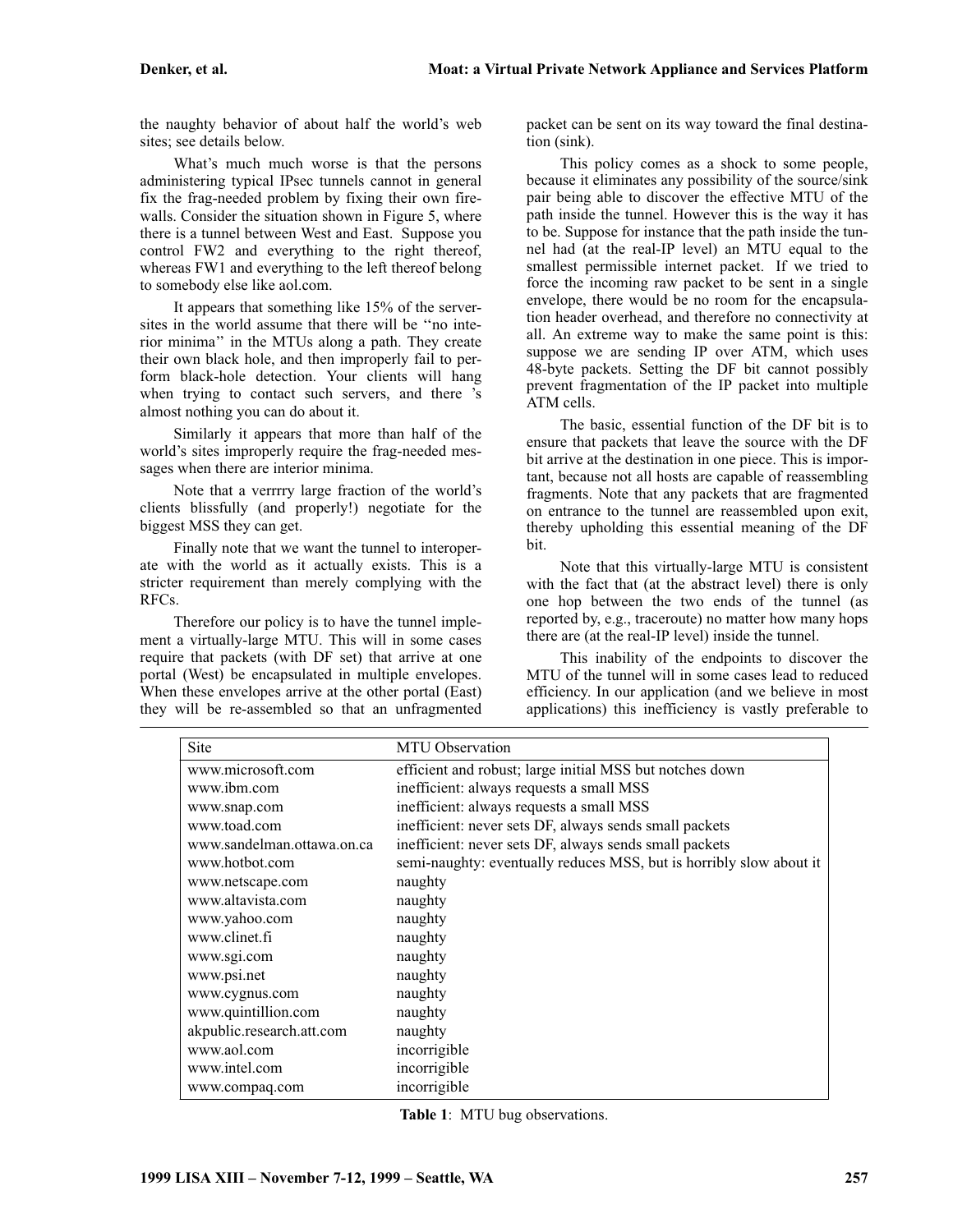the naughty behavior of about half the world's web sites; see details below.

What's much much worse is that the persons administering typical IPsec tunnels cannot in general fix the frag-needed problem by fixing their own firewalls. Consider the situation shown in Figure 5, where there is a tunnel between West and East. Suppose you control FW2 and everything to the right thereof, whereas FW1 and everything to the left thereof belong to somebody else like aol.com.

It appears that something like 15% of the server-sites in the world assume that there will be ''no interior minima'' in the MTUs along a path. They create their own black hole, and then improperly fail to perform black-hole detection. Your clients will hang when trying to contact such servers, and there 's almost nothing you can do about it.

Similarly it appears that more than half of the world's sites improperly require the frag-needed messages when there are interior minima.

Note that a verrrry large fraction of the world's clients blissfully (and properly!) negotiate for the biggest MSS they can get.

Finally note that we want the tunnel to interoperate with the world as it actually exists. This is a stricter requirement than merely complying with the RFCs.

Therefore our policy is to have the tunnel implement a virtually-large MTU. This will in some cases require that packets (with DF set) that arrive at one portal (West) be encapsulated in multiple envelopes. When these envelopes arrive at the other portal (East) they will be re-assembled so that an unfragmented packet can be sent on its way toward the final destination (sink).

This policy comes as a shock to some people, because it eliminates any possibility of the source/sink pair being able to discover the effective MTU of the path inside the tunnel. However this is the way it has to be. Suppose for instance that the path inside the tunnel had (at the real-IP level) an MTU equal to the smallest permissible internet packet. If we tried to force the incoming raw packet to be sent in a single envelope, there would be no room for the encapsulation header overhead, and therefore no connectivity at all. An extreme way to make the same point is this: suppose we are sending IP over ATM, which uses 48-byte packets. Setting the DF bit cannot possibly prevent fragmentation of the IP packet into multiple ATM cells.

The basic, essential function of the DF bit is to ensure that packets that leave the source with the DF bit arrive at the destination in one piece. This is important, because not all hosts are capable of reassembling fragments. Note that any packets that are fragmented on entrance to the tunnel are reassembled upon exit, thereby upholding this essential meaning of the DF bit.

Note that this virtually-large MTU is consistent with the fact that (at the abstract level) there is only one hop between the two ends of the tunnel (as reported by, e.g., traceroute) no matter how many hops there are (at the real-IP level) inside the tunnel.

This inability of the endpoints to discover the MTU of the tunnel will in some cases lead to reduced efficiency. In our application (and we believe in most applications) this inefficiency is vastly preferable to

| Site | MTU Observation |
|---|---|
| www.microsoft.com | efficient and robust; large initial MSS but notches down |
| www.ibm.com | inefficient: always requests a small MSS |
| www.snap.com | inefficient: always requests a small MSS |
| www.toad.com | inefficient: never sets DF, always sends small packets |
| www.sandelman.ottawa.on.ca | inefficient: never sets DF, always sends small packets |
| www.hotbot.com | semi-naughty: eventually reduces MSS, but is horribly slow about it |
| www.netscape.com | naughty |
| www.altavista.com | naughty |
| www.yahoo.com | naughty |
| www.clinet.fi | naughty |
| www.sgi.com | naughty |
| www.psi.net | naughty |
| www.cygnus.com | naughty |
| www.quintillion.com | naughty |
| akpublic.research.att.com | naughty |
| www.aol.com | incorrigible |
| www.intel.com | incorrigible |
| www.compaq.com | incorrigible |

**Table 1**: MTU bug observations.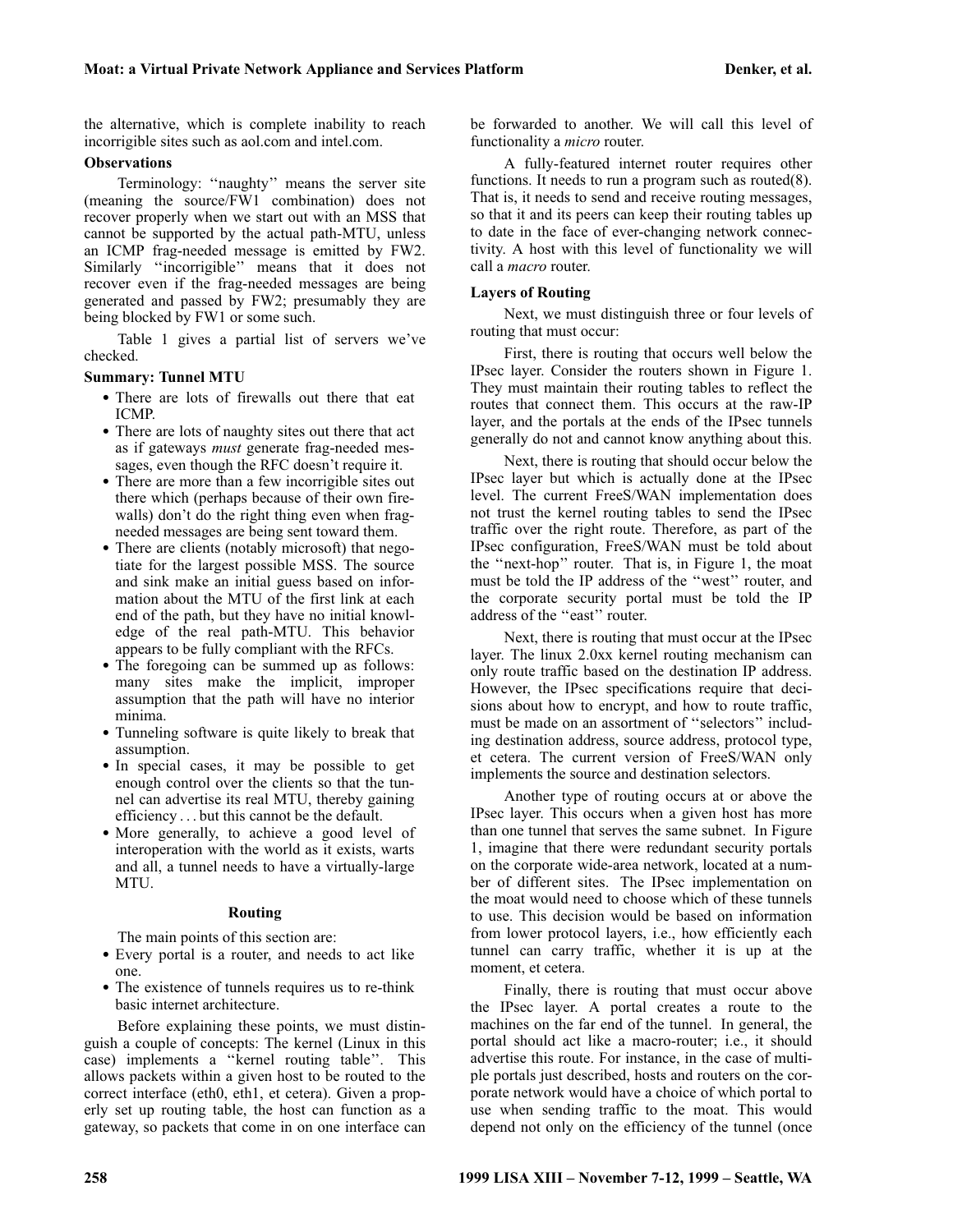the alternative, which is complete inability to reach incorrigible sites such as aol.com and intel.com.

### Observations

Terminology: ''naughty'' means the server site (meaning the source/FW1 combination) does not recover properly when we start out with an MSS that cannot be supported by the actual path-MTU, unless an ICMP frag-needed message is emitted by FW2. Similarly ''incorrigible'' means that it does not recover even if the frag-needed messages are being generated and passed by FW2; presumably they are being blocked by FW1 or some such.

Table 1 gives a partial list of servers we've checked.

### Summary: Tunnel MTU

- There are lots of firewalls out there that eat ICMP.
- There are lots of naughty sites out there that act as if gateways *must* generate frag-needed messages, even though the RFC doesn't require it.
- There are more than a few incorrigible sites out there which (perhaps because of their own firewalls) don't do the right thing even when frag-needed messages are being sent toward them.
- There are clients (notably microsoft) that negotiate for the largest possible MSS. The source and sink make an initial guess based on information about the MTU of the first link at each end of the path, but they have no initial knowledge of the real path-MTU. This behavior appears to be fully compliant with the RFCs.
- The foregoing can be summed up as follows: many sites make the implicit, improper assumption that the path will have no interior minima.
- Tunneling software is quite likely to break that assumption.
- In special cases, it may be possible to get enough control over the clients so that the tunnel can advertise its real MTU, thereby gaining efficiency . . . but this cannot be the default.
- More generally, to achieve a good level of interoperation with the world as it exists, warts and all, a tunnel needs to have a virtually-large MTU.

## Routing

The main points of this section are:

- Every portal is a router, and needs to act like one.
- The existence of tunnels requires us to re-think basic internet architecture.

Before explaining these points, we must distinguish a couple of concepts: The kernel (Linux in this case) implements a ''kernel routing table''. This allows packets within a given host to be routed to the correct interface (eth0, eth1, et cetera). Given a properly set up routing table, the host can function as a gateway, so packets that come in on one interface can be forwarded to another. We will call this level of functionality a *micro* router.

A fully-featured internet router requires other functions. It needs to run a program such as routed(8). That is, it needs to send and receive routing messages, so that it and its peers can keep their routing tables up to date in the face of ever-changing network connectivity. A host with this level of functionality we will call a *macro* router.

### Layers of Routing

Next, we must distinguish three or four levels of routing that must occur:

First, there is routing that occurs well below the IPsec layer. Consider the routers shown in Figure 1. They must maintain their routing tables to reflect the routes that connect them. This occurs at the raw-IP layer, and the portals at the ends of the IPsec tunnels generally do not and cannot know anything about this.

Next, there is routing that should occur below the IPsec layer but which is actually done at the IPsec level. The current FreeS/WAN implementation does not trust the kernel routing tables to send the IPsec traffic over the right route. Therefore, as part of the IPsec configuration, FreeS/WAN must be told about the ''next-hop'' router. That is, in Figure 1, the moat must be told the IP address of the ''west'' router, and the corporate security portal must be told the IP address of the ''east'' router.

Next, there is routing that must occur at the IPsec layer. The linux 2.0xx kernel routing mechanism can only route traffic based on the destination IP address. However, the IPsec specifications require that decisions about how to encrypt, and how to route traffic, must be made on an assortment of ''selectors'' including destination address, source address, protocol type, et cetera. The current version of FreeS/WAN only implements the source and destination selectors.

Another type of routing occurs at or above the IPsec layer. This occurs when a given host has more than one tunnel that serves the same subnet. In Figure 1, imagine that there were redundant security portals on the corporate wide-area network, located at a number of different sites. The IPsec implementation on the moat would need to choose which of these tunnels to use. This decision would be based on information from lower protocol layers, i.e., how efficiently each tunnel can carry traffic, whether it is up at the moment, et cetera.

Finally, there is routing that must occur above the IPsec layer. A portal creates a route to the machines on the far end of the tunnel. In general, the portal should act like a macro-router; i.e., it should advertise this route. For instance, in the case of multiple portals just described, hosts and routers on the corporate network would have a choice of which portal to use when sending traffic to the moat. This would depend not only on the efficiency of the tunnel (once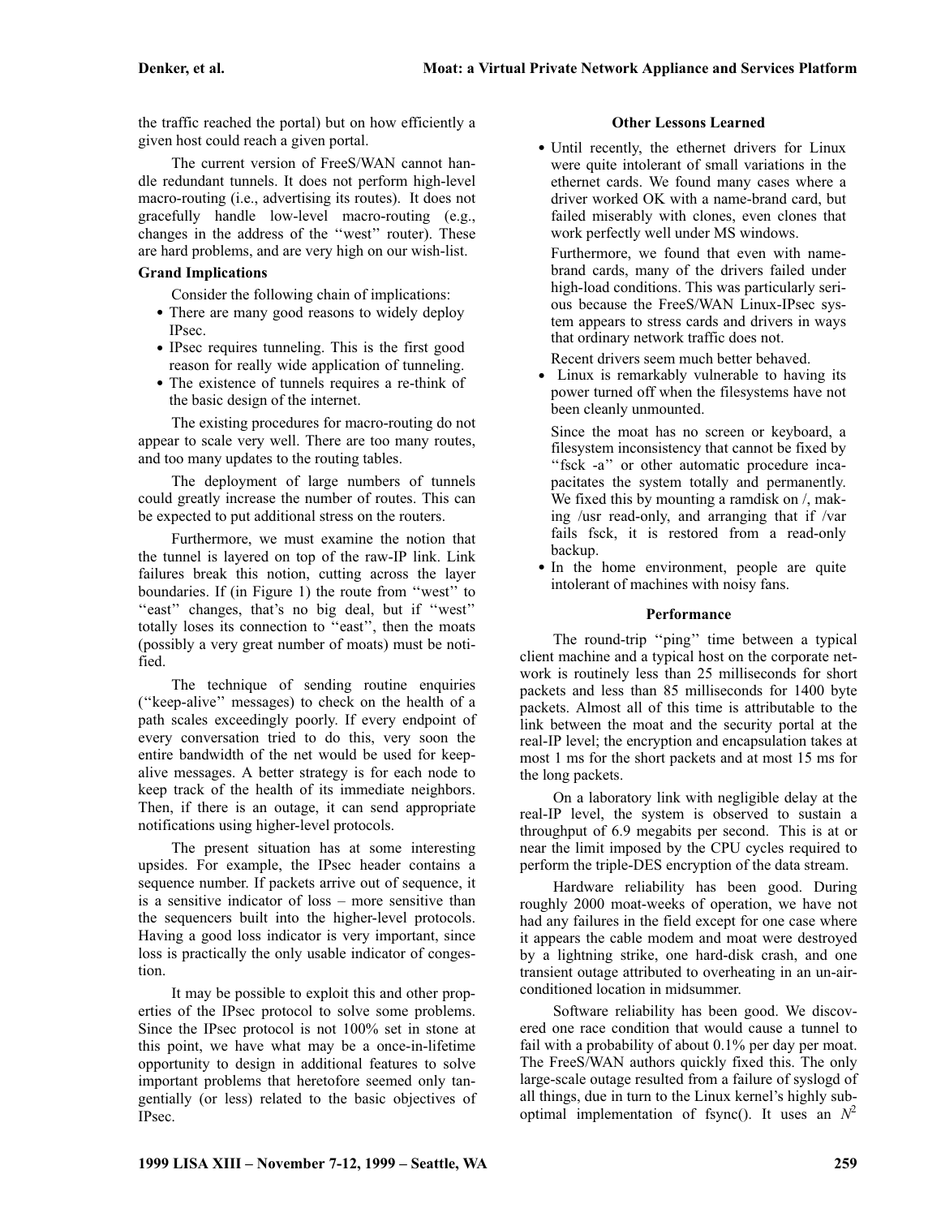the traffic reached the portal) but on how efficiently a given host could reach a given portal.

The current version of FreeS/WAN cannot handle redundant tunnels. It does not perform high-level macro-routing (i.e., advertising its routes). It does not gracefully handle low-level macro-routing (e.g., changes in the address of the ''west'' router). These are hard problems, and are very high on our wish-list.

### Grand Implications

Consider the following chain of implications:

- There are many good reasons to widely deploy IPsec.
- IPsec requires tunneling. This is the first good reason for really wide application of tunneling.
- The existence of tunnels requires a re-think of the basic design of the internet.

The existing procedures for macro-routing do not appear to scale very well. There are too many routes, and too many updates to the routing tables.

The deployment of large numbers of tunnels could greatly increase the number of routes. This can be expected to put additional stress on the routers.

Furthermore, we must examine the notion that the tunnel is layered on top of the raw-IP link. Link failures break this notion, cutting across the layer boundaries. If (in Figure 1) the route from ''west'' to ''east'' changes, that's no big deal, but if ''west'' totally loses its connection to ''east'', then the moats (possibly a very great number of moats) must be notified.

The technique of sending routine enquiries (''keep-alive'' messages) to check on the health of a path scales exceedingly poorly. If every endpoint of every conversation tried to do this, very soon the entire bandwidth of the net would be used for keep-alive messages. A better strategy is for each node to keep track of the health of its immediate neighbors. Then, if there is an outage, it can send appropriate notifications using higher-level protocols.

The present situation has at some interesting upsides. For example, the IPsec header contains a sequence number. If packets arrive out of sequence, it is a sensitive indicator of loss – more sensitive than the sequencers built into the higher-level protocols. Having a good loss indicator is very important, since loss is practically the only usable indicator of congestion.

It may be possible to exploit this and other properties of the IPsec protocol to solve some problems. Since the IPsec protocol is not 100% set in stone at this point, we have what may be a once-in-lifetime opportunity to design in additional features to solve important problems that heretofore seemed only tangentially (or less) related to the basic objectives of IPsec.

### Other Lessons Learned

- Until recently, the ethernet drivers for Linux were quite intolerant of small variations in the ethernet cards. We found many cases where a driver worked OK with a name-brand card, but failed miserably with clones, even clones that work perfectly well under MS windows.

  Furthermore, we found that even with name-brand cards, many of the drivers failed under high-load conditions. This was particularly serious because the FreeS/WAN Linux-IPsec system appears to stress cards and drivers in ways that ordinary network traffic does not.

  Recent drivers seem much better behaved.
- Linux is remarkably vulnerable to having its power turned off when the filesystems have not been cleanly unmounted.

  Since the moat has no screen or keyboard, a filesystem inconsistency that cannot be fixed by ''fsck -a'' or other automatic procedure incapacitates the system totally and permanently. We fixed this by mounting a ramdisk on /, making /usr read-only, and arranging that if /var fails fsck, it is restored from a read-only backup.
- In the home environment, people are quite intolerant of machines with noisy fans.

### Performance

The round-trip ''ping'' time between a typical client machine and a typical host on the corporate network is routinely less than 25 milliseconds for short packets and less than 85 milliseconds for 1400 byte packets. Almost all of this time is attributable to the link between the moat and the security portal at the real-IP level; the encryption and encapsulation takes at most 1 ms for the short packets and at most 15 ms for the long packets.

On a laboratory link with negligible delay at the real-IP level, the system is observed to sustain a throughput of 6.9 megabits per second. This is at or near the limit imposed by the CPU cycles required to perform the triple-DES encryption of the data stream.

Hardware reliability has been good. During roughly 2000 moat-weeks of operation, we have not had any failures in the field except for one case where it appears the cable modem and moat were destroyed by a lightning strike, one hard-disk crash, and one transient outage attributed to overheating in an un-air-conditioned location in midsummer.

Software reliability has been good. We discovered one race condition that would cause a tunnel to fail with a probability of about 0.1% per day per moat. The FreeS/WAN authors quickly fixed this. The only large-scale outage resulted from a failure of syslogd of all things, due in turn to the Linux kernel's highly suboptimal implementation of fsync(). It uses an $N^2$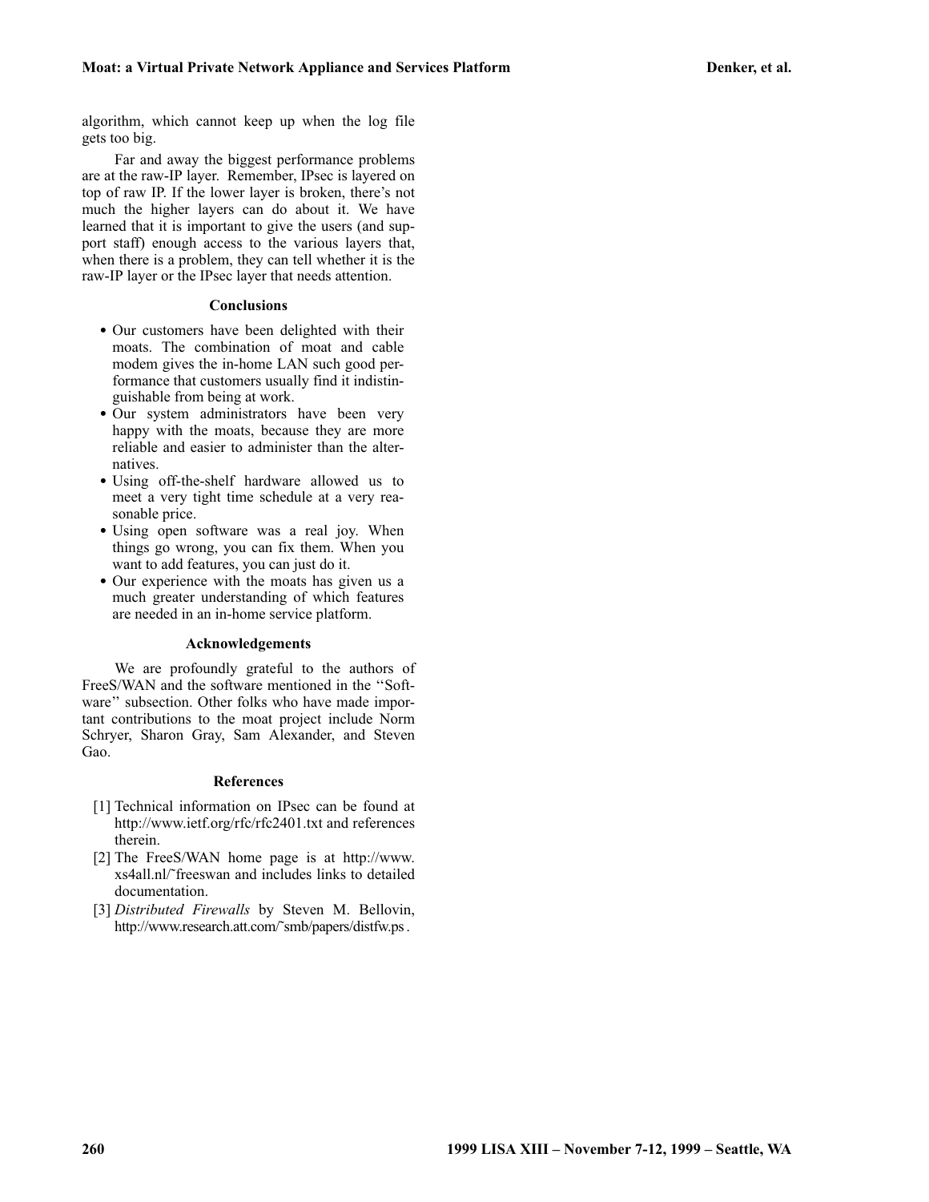algorithm, which cannot keep up when the log file gets too big.

Far and away the biggest performance problems are at the raw-IP layer. Remember, IPsec is layered on top of raw IP. If the lower layer is broken, there's not much the higher layers can do about it. We have learned that it is important to give the users (and support staff) enough access to the various layers that, when there is a problem, they can tell whether it is the raw-IP layer or the IPsec layer that needs attention.

### Conclusions

- Our customers have been delighted with their moats. The combination of moat and cable modem gives the in-home LAN such good performance that customers usually find it indistinguishable from being at work.
- Our system administrators have been very happy with the moats, because they are more reliable and easier to administer than the alternatives.
- Using off-the-shelf hardware allowed us to meet a very tight time schedule at a very reasonable price.
- Using open software was a real joy. When things go wrong, you can fix them. When you want to add features, you can just do it.
- Our experience with the moats has given us a much greater understanding of which features are needed in an in-home service platform.

### Acknowledgements

We are profoundly grateful to the authors of FreeS/WAN and the software mentioned in the ''Software'' subsection. Other folks who have made important contributions to the moat project include Norm Schryer, Sharon Gray, Sam Alexander, and Steven Gao.

### References

[1] Technical information on IPsec can be found at http://www.ietf.org/rfc/rfc2401.txt and references therein.

[2] The FreeS/WAN home page is at http://www.xs4all.nl/~freeswan and includes links to detailed documentation.

[3] *Distributed Firewalls* by Steven M. Bellovin, http://www.research.att.com/~smb/papers/distfw.ps.